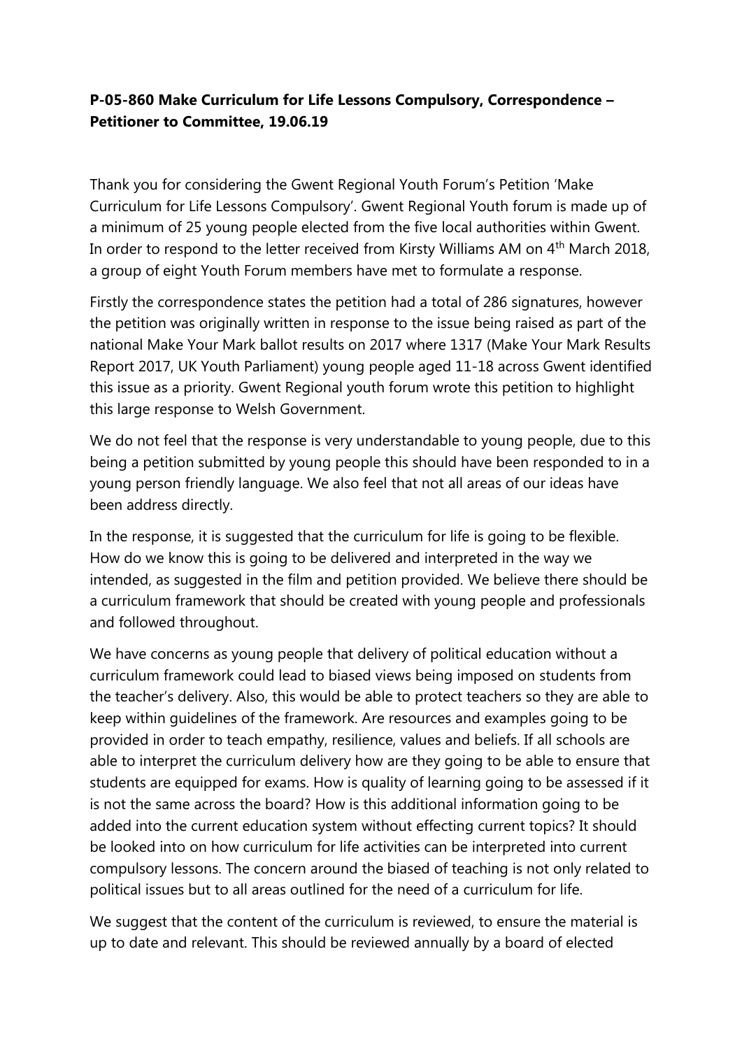**P-05-860 Make Curriculum for Life Lessons Compulsory, Correspondence – Petitioner to Committee, 19.06.19**

Thank you for considering the Gwent Regional Youth Forum's Petition 'Make Curriculum for Life Lessons Compulsory'. Gwent Regional Youth forum is made up of a minimum of 25 young people elected from the five local authorities within Gwent. In order to respond to the letter received from Kirsty Williams AM on 4th March 2018, a group of eight Youth Forum members have met to formulate a response.

Firstly the correspondence states the petition had a total of 286 signatures, however the petition was originally written in response to the issue being raised as part of the national Make Your Mark ballot results on 2017 where 1317 (Make Your Mark Results Report 2017, UK Youth Parliament) young people aged 11-18 across Gwent identified this issue as a priority. Gwent Regional youth forum wrote this petition to highlight this large response to Welsh Government.

We do not feel that the response is very understandable to young people, due to this being a petition submitted by young people this should have been responded to in a young person friendly language. We also feel that not all areas of our ideas have been address directly.

In the response, it is suggested that the curriculum for life is going to be flexible. How do we know this is going to be delivered and interpreted in the way we intended, as suggested in the film and petition provided. We believe there should be a curriculum framework that should be created with young people and professionals and followed throughout.

We have concerns as young people that delivery of political education without a curriculum framework could lead to biased views being imposed on students from the teacher's delivery. Also, this would be able to protect teachers so they are able to keep within guidelines of the framework. Are resources and examples going to be provided in order to teach empathy, resilience, values and beliefs. If all schools are able to interpret the curriculum delivery how are they going to be able to ensure that students are equipped for exams. How is quality of learning going to be assessed if it is not the same across the board? How is this additional information going to be added into the current education system without effecting current topics? It should be looked into on how curriculum for life activities can be interpreted into current compulsory lessons. The concern around the biased of teaching is not only related to political issues but to all areas outlined for the need of a curriculum for life.

We suggest that the content of the curriculum is reviewed, to ensure the material is up to date and relevant. This should be reviewed annually by a board of elected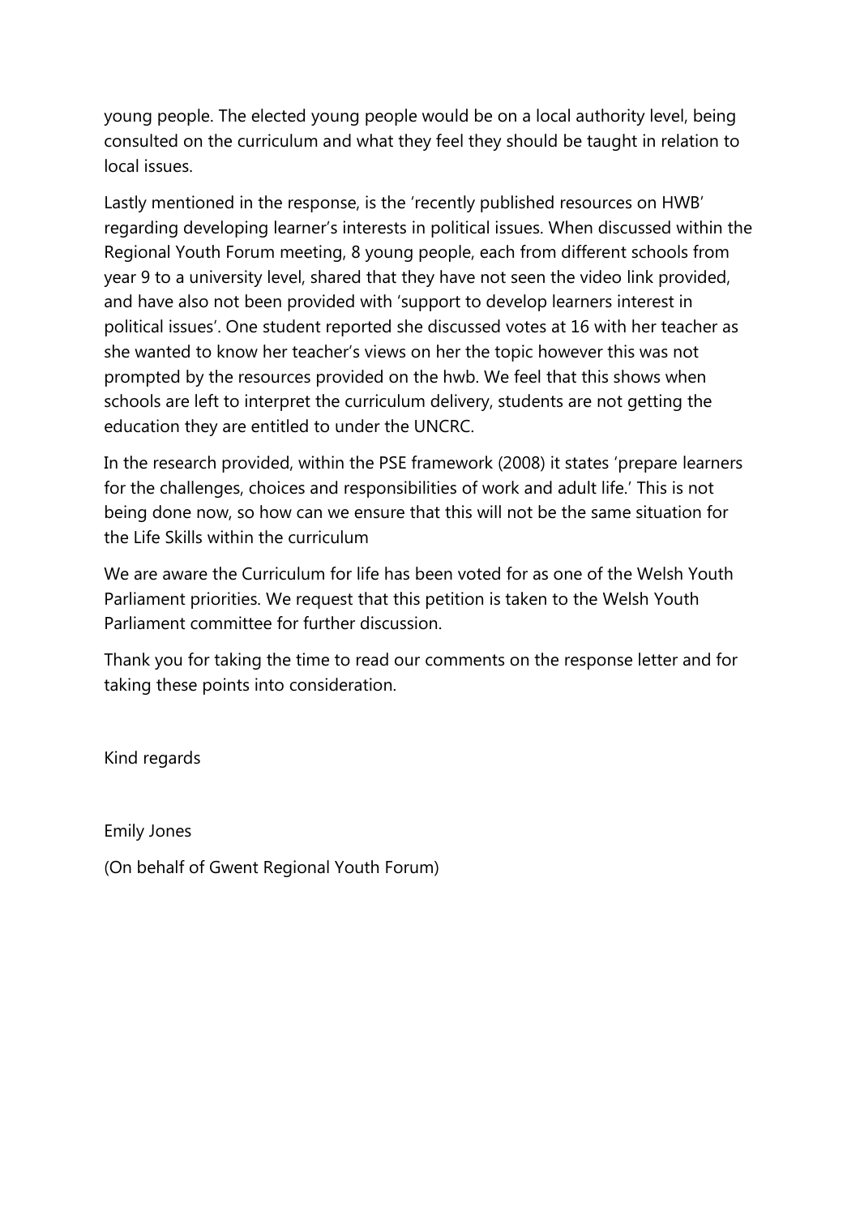young people. The elected young people would be on a local authority level, being consulted on the curriculum and what they feel they should be taught in relation to local issues.

Lastly mentioned in the response, is the 'recently published resources on HWB' regarding developing learner's interests in political issues. When discussed within the Regional Youth Forum meeting, 8 young people, each from different schools from year 9 to a university level, shared that they have not seen the video link provided, and have also not been provided with 'support to develop learners interest in political issues'. One student reported she discussed votes at 16 with her teacher as she wanted to know her teacher's views on her the topic however this was not prompted by the resources provided on the hwb. We feel that this shows when schools are left to interpret the curriculum delivery, students are not getting the education they are entitled to under the UNCRC.

In the research provided, within the PSE framework (2008) it states 'prepare learners for the challenges, choices and responsibilities of work and adult life.' This is not being done now, so how can we ensure that this will not be the same situation for the Life Skills within the curriculum

We are aware the Curriculum for life has been voted for as one of the Welsh Youth Parliament priorities. We request that this petition is taken to the Welsh Youth Parliament committee for further discussion.

Thank you for taking the time to read our comments on the response letter and for taking these points into consideration.

Kind regards

Emily Jones

(On behalf of Gwent Regional Youth Forum)